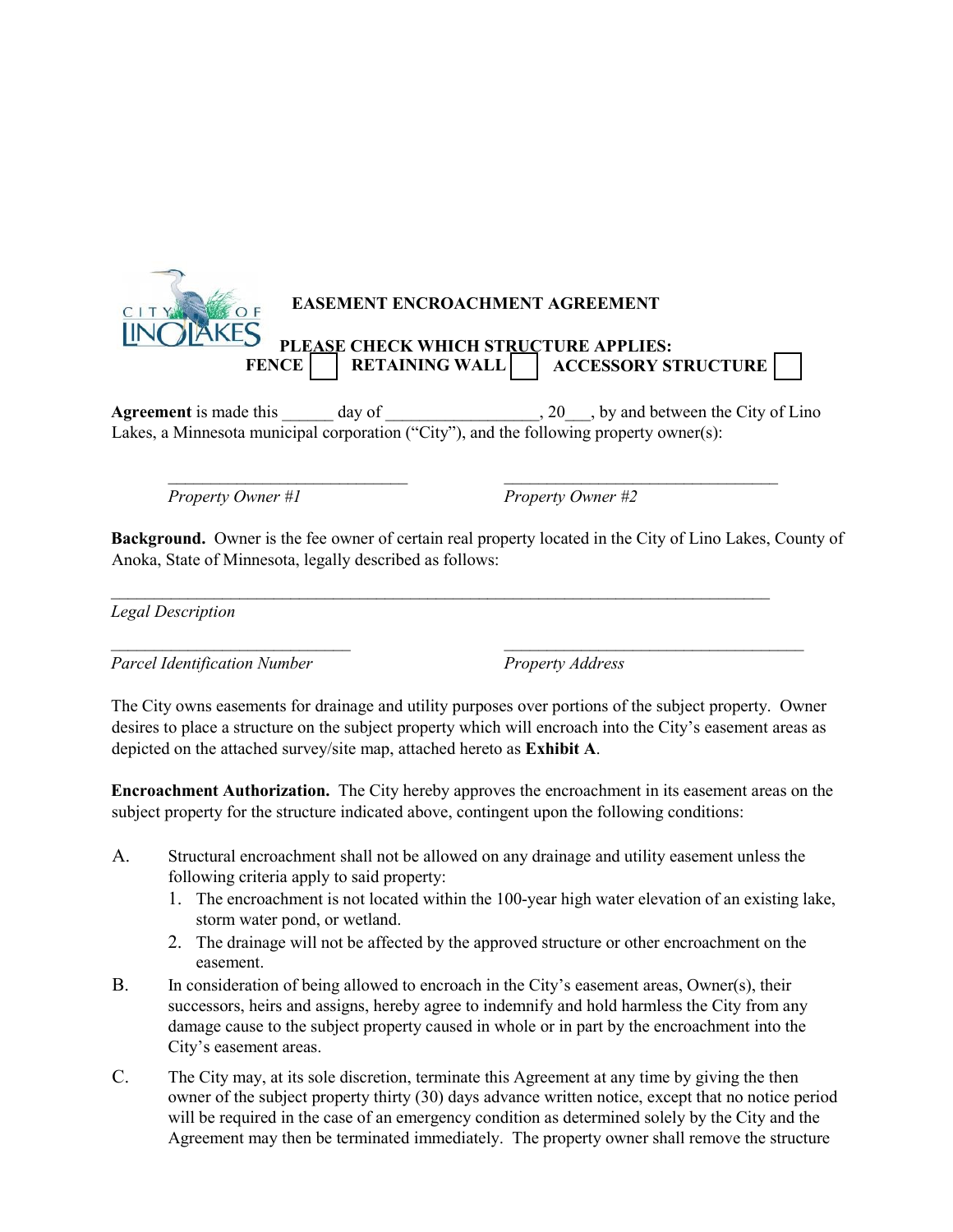# EASEMENT ENCROACHMENT AGREEMENT

**PLEASE CHECK WHICH STRUCTURE APPLIES:**

**FENCE** ☐ **RETAINING WALL** ☐ **ACCESSORY STRUCTURE** ☐

**Agreement** is made this ______ day of __________________, 20___, by and between the City of Lino Lakes, a Minnesota municipal corporation ("City"), and the following property owner(s):

_____________________________ _________________________________

*Property Owner #1* *Property Owner #2*

**Background.** Owner is the fee owner of certain real property located in the City of Lino Lakes, County of Anoka, State of Minnesota, legally described as follows:

________________________________________________________________________________

*Legal Description*

_____________________________ ____________________________________

*Parcel Identification Number* *Property Address*

The City owns easements for drainage and utility purposes over portions of the subject property. Owner desires to place a structure on the subject property which will encroach into the City's easement areas as depicted on the attached survey/site map, attached hereto as **Exhibit A**.

**Encroachment Authorization.** The City hereby approves the encroachment in its easement areas on the subject property for the structure indicated above, contingent upon the following conditions:

A. Structural encroachment shall not be allowed on any drainage and utility easement unless the following criteria apply to said property:
   1. The encroachment is not located within the 100-year high water elevation of an existing lake, storm water pond, or wetland.
   2. The drainage will not be affected by the approved structure or other encroachment on the easement.

B. In consideration of being allowed to encroach in the City's easement areas, Owner(s), their successors, heirs and assigns, hereby agree to indemnify and hold harmless the City from any damage cause to the subject property caused in whole or in part by the encroachment into the City's easement areas.

C. The City may, at its sole discretion, terminate this Agreement at any time by giving the then owner of the subject property thirty (30) days advance written notice, except that no notice period will be required in the case of an emergency condition as determined solely by the City and the Agreement may then be terminated immediately. The property owner shall remove the structure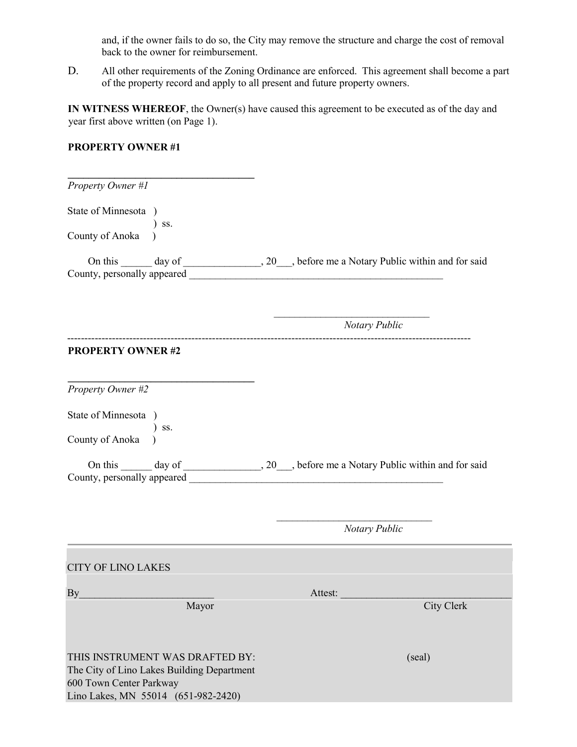and, if the owner fails to do so, the City may remove the structure and charge the cost of removal back to the owner for reimbursement.

D. All other requirements of the Zoning Ordinance are enforced. This agreement shall become a part of the property record and apply to all present and future property owners.

**IN WITNESS WHEREOF**, the Owner(s) have caused this agreement to be executed as of the day and year first above written (on Page 1).

**PROPERTY OWNER #1**

______________________________________
*Property Owner #1*

State of Minnesota )
) ss.
County of Anoka )

On this ______ day of _______________, 20___, before me a Notary Public within and for said County, personally appeared ____________________________________________________

_______________________________
*Notary Public*

---

**PROPERTY OWNER #2**

______________________________________
*Property Owner #2*

State of Minnesota )
) ss.
County of Anoka )

On this ______ day of _______________, 20___, before me a Notary Public within and for said County, personally appeared ____________________________________________________

_______________________________
*Notary Public*

---

CITY OF LINO LAKES

By__________________________ Attest: _________________________________
Mayor City Clerk

THIS INSTRUMENT WAS DRAFTED BY: (seal)
The City of Lino Lakes Building Department
600 Town Center Parkway
Lino Lakes, MN 55014 (651-982-2420)